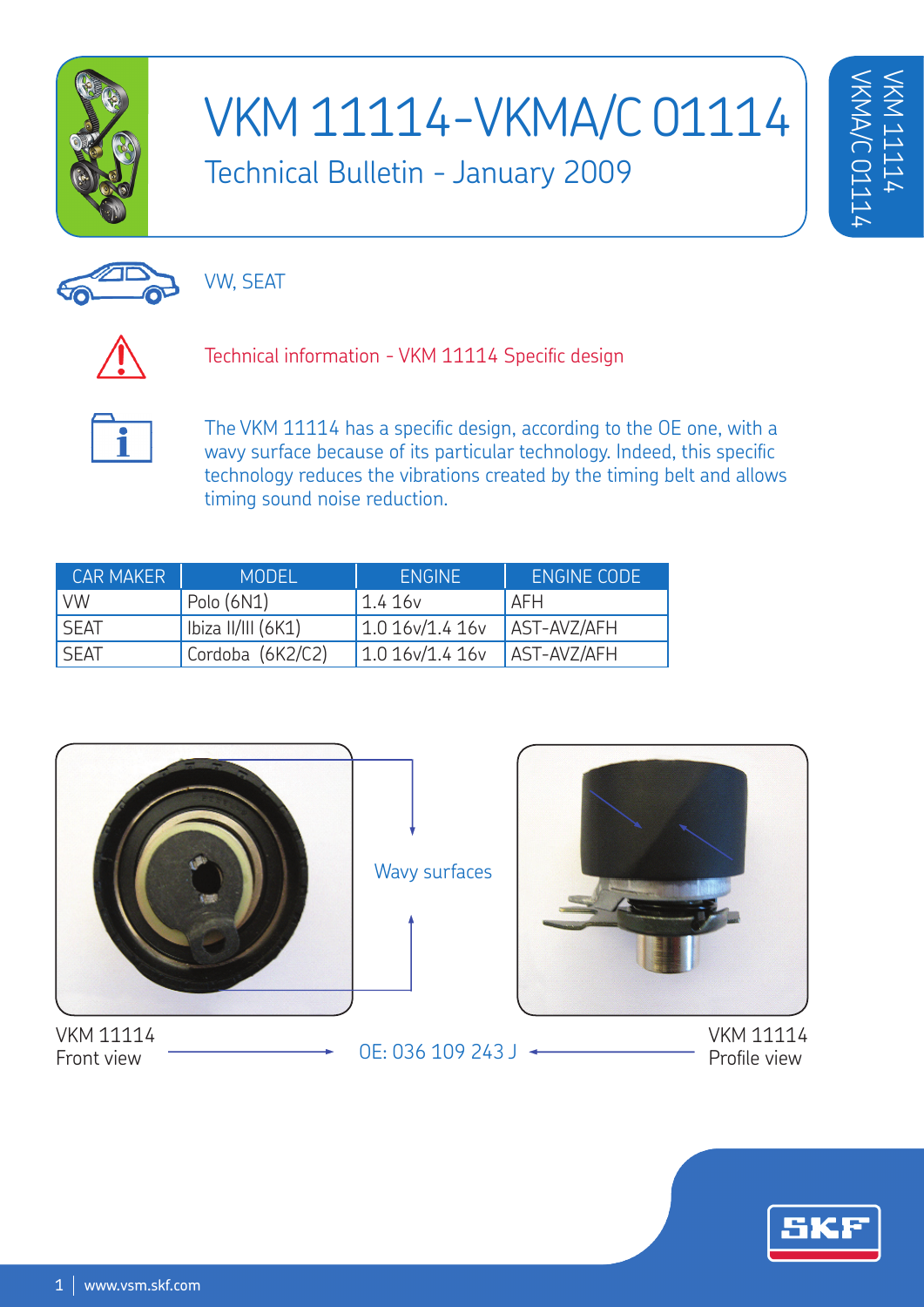# VKM 11114-VKMA/C 01114

## Technical Bulletin - January 2009

VW, SEAT

Technical information - VKM 11114 Specific design

The VKM 11114 has a specific design, according to the OE one, with a wavy surface because of its particular technology. Indeed, this specific technology reduces the vibrations created by the timing belt and allows timing sound noise reduction.

| CAR MAKER | MODEL | ENGINE | ENGINE CODE |
|---|---|---|---|
| VW | Polo (6N1) | 1.4 16v | AFH |
| SEAT | Ibiza II/III (6K1) | 1.0 16v/1.4 16v | AST-AVZ/AFH |
| SEAT | Cordoba (6K2/C2) | 1.0 16v/1.4 16v | AST-AVZ/AFH |

Wavy surfaces

VKM 11114
Front view

OE: 036 109 243 J

VKM 11114
Profile view

www.vsm.skf.com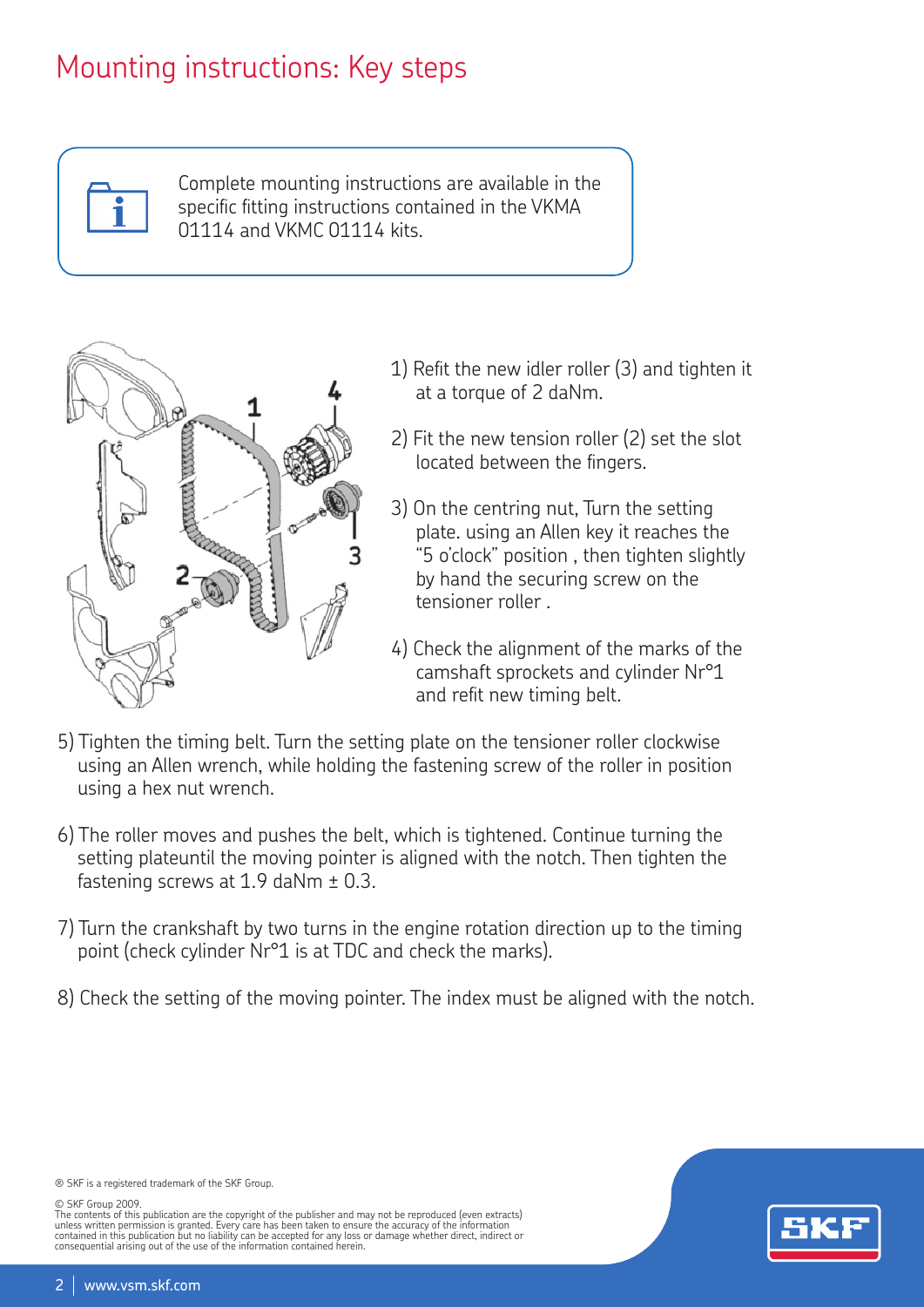# Mounting instructions: Key steps

Complete mounting instructions are available in the specific fitting instructions contained in the VKMA 01114 and VKMC 01114 kits.

1) Refit the new idler roller (3) and tighten it at a torque of 2 daNm.

2) Fit the new tension roller (2) set the slot located between the fingers.

3) On the centring nut, Turn the setting plate. using an Allen key it reaches the "5 o'clock" position , then tighten slightly by hand the securing screw on the tensioner roller .

4) Check the alignment of the marks of the camshaft sprockets and cylinder Nr°1 and refit new timing belt.

5) Tighten the timing belt. Turn the setting plate on the tensioner roller clockwise using an Allen wrench, while holding the fastening screw of the roller in position using a hex nut wrench.

6) The roller moves and pushes the belt, which is tightened. Continue turning the setting plateuntil the moving pointer is aligned with the notch. Then tighten the fastening screws at 1.9 daNm ± 0.3.

7) Turn the crankshaft by two turns in the engine rotation direction up to the timing point (check cylinder Nr°1 is at TDC and check the marks).

8) Check the setting of the moving pointer. The index must be aligned with the notch.

® SKF is a registered trademark of the SKF Group.

© SKF Group 2009.
The contents of this publication are the copyright of the publisher and may not be reproduced (even extracts) unless written permission is granted. Every care has been taken to ensure the accuracy of the information contained in this publication but no liability can be accepted for any loss or damage whether direct, indirect or consequential arising out of the use of the information contained herein.

www.vsm.skf.com